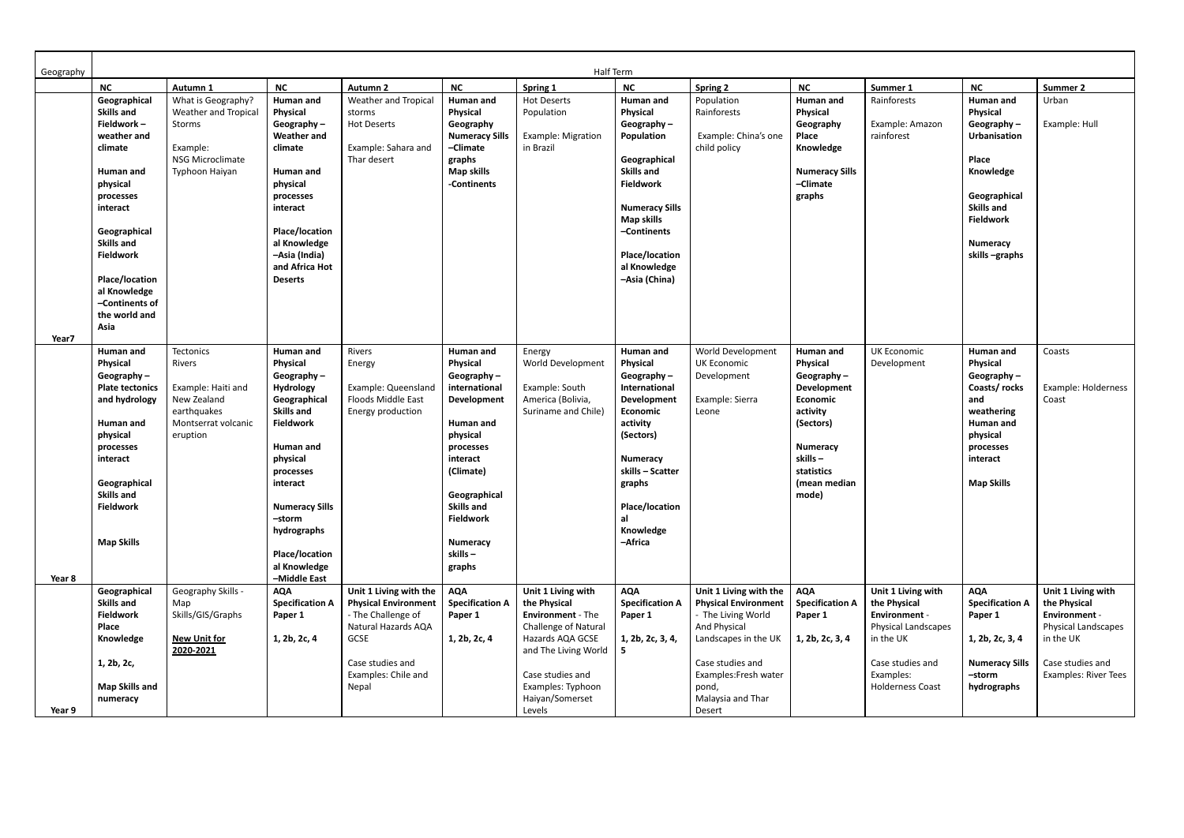| Geography | Half Term | | | | | | | | | | | |
|---|---|---|---|---|---|---|---|---|---|---|---|---|
| | **NC** | **Autumn 1** | **NC** | **Autumn 2** | **NC** | **Spring 1** | **NC** | **Spring 2** | **NC** | **Summer 1** | **NC** | **Summer 2** |
| Year7 | **Geographical Skills and Fieldwork – weather and climate**<br><br>**Human and physical processes interact**<br><br>**Geographical Skills and Fieldwork**<br><br>**Place/location al Knowledge –Continents of the world and Asia** | What is Geography?<br>Weather and Tropical Storms<br><br>Example:<br>NSG Microclimate<br>Typhoon Haiyan | **Human and Physical Geography – Weather and climate**<br><br>**Human and physical processes interact**<br><br>**Place/location al Knowledge –Asia (India) and Africa Hot Deserts** | Weather and Tropical storms<br>Hot Deserts<br><br>Example: Sahara and Thar desert | **Human and Physical Geography Numeracy Sills –Climate graphs**<br>**Map skills -Continents** | Hot Deserts<br>Population<br><br>Example: Migration in Brazil | **Human and Physical Geography – Population**<br><br>**Geographical Skills and Fieldwork**<br><br>**Numeracy Sills Map skills –Continents**<br><br>**Place/location al Knowledge –Asia (China)** | Population<br>Rainforests<br><br>Example: China's one child policy | **Human and Physical Geography Place Knowledge**<br><br>**Numeracy Sills –Climate graphs** | Rainforests<br><br>Example: Amazon rainforest | **Human and Physical Geography – Urbanisation**<br><br>**Place Knowledge**<br><br>**Geographical Skills and Fieldwork**<br><br>**Numeracy skills –graphs** | Urban<br><br>Example: Hull |
| Year 8 | **Human and Physical Geography – Plate tectonics and hydrology**<br><br>**Human and physical processes interact**<br><br>**Geographical Skills and Fieldwork**<br><br>**Map Skills** | Tectonics<br>Rivers<br><br>Example: Haiti and New Zealand earthquakes<br>Montserrat volcanic eruption | **Human and Physical Geography – Hydrology Geographical Skills and Fieldwork**<br><br>**Human and physical processes interact**<br><br>**Numeracy Sills –storm hydrographs**<br><br>**Place/location al Knowledge –Middle East** | Rivers<br>Energy<br><br>Example: Queensland Floods Middle East Energy production | **Human and Physical Geography – international Development**<br><br>**Human and physical processes interact (Climate)**<br><br>**Geographical Skills and Fieldwork**<br><br>**Numeracy skills – graphs** | Energy<br>World Development<br><br>Example: South America (Bolivia, Suriname and Chile) | **Human and Physical Geography – International Development Economic activity (Sectors)**<br><br>**Numeracy skills – Scatter graphs**<br><br>**Place/location al Knowledge –Africa** | World Development<br>UK Economic Development<br><br>Example: Sierra Leone | **Human and Physical Geography – Development Economic activity (Sectors)**<br><br>**Numeracy skills – statistics (mean median mode)** | UK Economic Development | **Human and Physical Geography – Coasts/ rocks and weathering Human and physical processes interact**<br><br>**Map Skills** | Coasts<br><br>Example: Holderness Coast |
| Year 9 | **Geographical Skills and Fieldwork Place Knowledge**<br><br>**1, 2b, 2c,**<br><br>**Map Skills and numeracy** | Geography Skills - Map Skills/GIS/Graphs<br><br>**New Unit for 2020-2021** | **AQA Specification A Paper 1**<br><br>**1, 2b, 2c, 4** | **Unit 1 Living with the Physical Environment** - The Challenge of Natural Hazards AQA GCSE<br><br>Case studies and Examples: Chile and Nepal | **AQA Specification A Paper 1**<br><br>**1, 2b, 2c, 4** | **Unit 1 Living with the Physical Environment** - The Challenge of Natural Hazards AQA GCSE and The Living World<br><br>Case studies and Examples: Typhoon Haiyan/Somerset Levels | **AQA Specification A Paper 1**<br><br>**1, 2b, 2c, 3, 4, 5** | **Unit 1 Living with the Physical Environment** - The Living World And Physical Landscapes in the UK<br><br>Case studies and Examples:Fresh water pond, Malaysia and Thar Desert | **AQA Specification A Paper 1**<br><br>**1, 2b, 2c, 3, 4** | **Unit 1 Living with the Physical Environment** - Physical Landscapes in the UK<br><br>Case studies and Examples: Holderness Coast | **AQA Specification A Paper 1**<br><br>**1, 2b, 2c, 3, 4**<br><br>**Numeracy Sills –storm hydrographs** | **Unit 1 Living with the Physical Environment** - Physical Landscapes in the UK<br><br>Case studies and Examples: River Tees |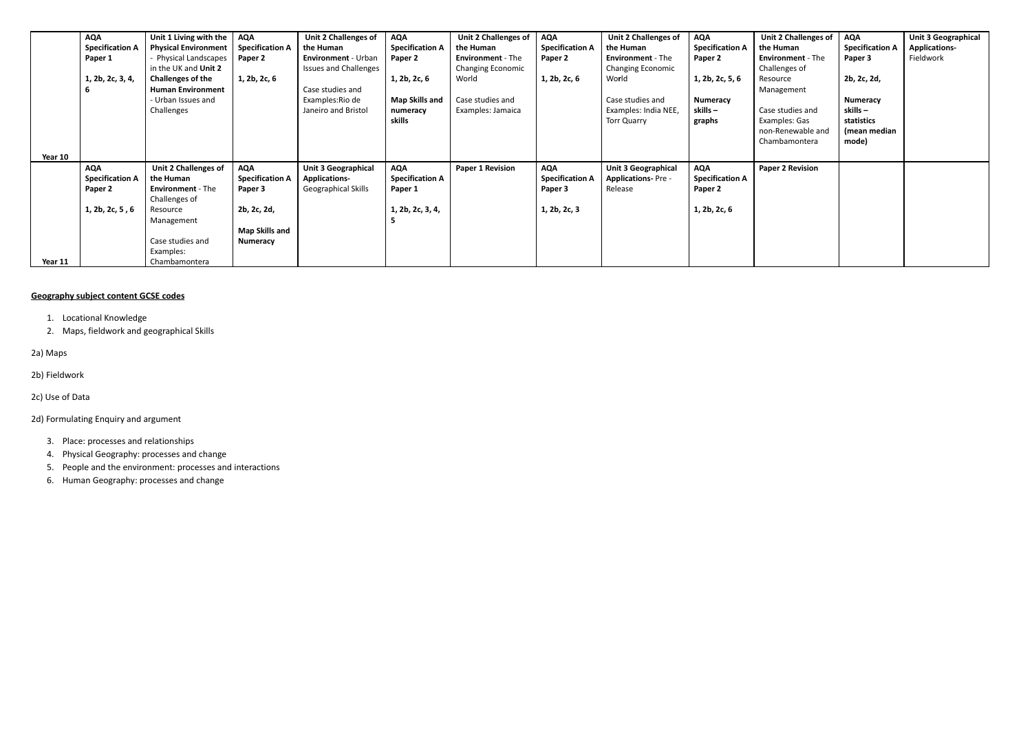| | | | | | | | | | | | | |
|---|---|---|---|---|---|---|---|---|---|---|---|---|
| Year 10 | **AQA Specification A Paper 1**<br><br>**1, 2b, 2c, 3, 4, 6** | **Unit 1 Living with the Physical Environment** - Physical Landscapes in the UK and **Unit 2 Challenges of the Human Environment** - Urban Issues and Challenges | **AQA Specification A Paper 2**<br><br>**1, 2b, 2c, 6** | **Unit 2 Challenges of the Human Environment** - Urban Issues and Challenges<br><br>Case studies and Examples:Rio de Janeiro and Bristol | **AQA Specification A Paper 2**<br><br>**1, 2b, 2c, 6**<br><br>**Map Skills and numeracy skills** | **Unit 2 Challenges of the Human Environment** - The Changing Economic World<br><br>Case studies and Examples: Jamaica | **AQA Specification A Paper 2**<br><br>**1, 2b, 2c, 6** | **Unit 2 Challenges of the Human Environment** - The Changing Economic World<br><br>Case studies and Examples: India NEE, Torr Quarry | **AQA Specification A Paper 2**<br><br>**1, 2b, 2c, 5, 6**<br><br>**Numeracy skills – graphs** | **Unit 2 Challenges of the Human Environment** - The Challenges of Resource Management<br><br>Case studies and Examples: Gas non-Renewable and Chambamontera | **AQA Specification A Paper 3**<br><br>**2b, 2c, 2d,**<br><br>**Numeracy skills – statistics (mean median mode)** | **Unit 3 Geographical Applications-** Fieldwork |
| Year 11 | **AQA Specification A Paper 2**<br><br>**1, 2b, 2c, 5 , 6** | **Unit 2 Challenges of the Human Environment** - The Challenges of Resource Management<br><br>Case studies and Examples: Chambamontera | **AQA Specification A Paper 3**<br><br>**2b, 2c, 2d,**<br><br>**Map Skills and Numeracy** | **Unit 3 Geographical Applications-** Geographical Skills | **AQA Specification A Paper 1**<br><br>**1, 2b, 2c, 3, 4, 5** | **Paper 1 Revision** | **AQA Specification A Paper 3**<br><br>**1, 2b, 2c, 3** | **Unit 3 Geographical Applications-** Pre - Release | **AQA Specification A Paper 2**<br><br>**1, 2b, 2c, 6** | **Paper 2 Revision** | | |

**Geography subject content GCSE codes**

1. Locational Knowledge
2. Maps, fieldwork and geographical Skills

2a) Maps

2b) Fieldwork

2c) Use of Data

2d) Formulating Enquiry and argument

3. Place: processes and relationships
4. Physical Geography: processes and change
5. People and the environment: processes and interactions
6. Human Geography: processes and change